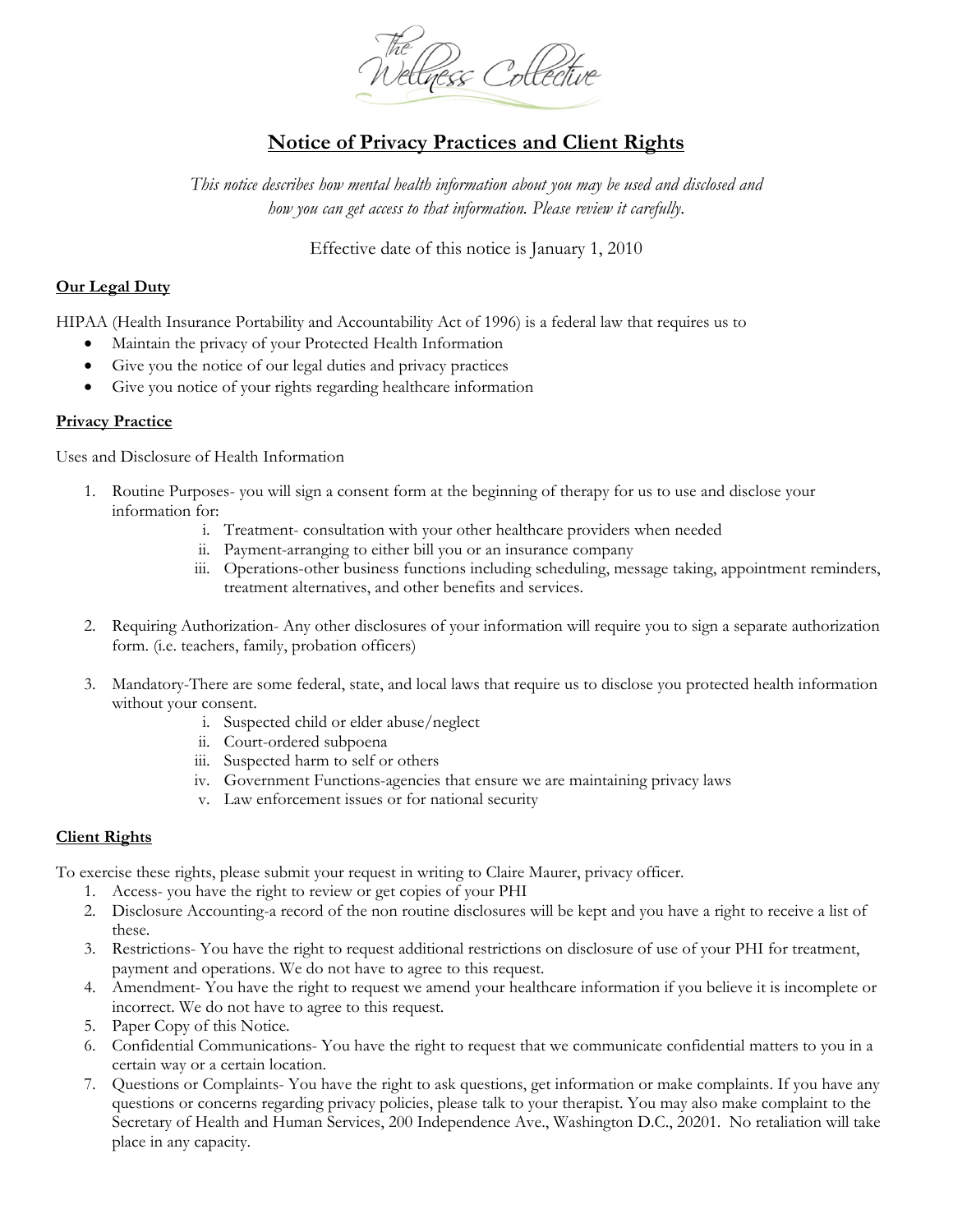The Wellness Collective

# Notice of Privacy Practices and Client Rights

*This notice describes how mental health information about you may be used and disclosed and how you can get access to that information. Please review it carefully.*

Effective date of this notice is January 1, 2010

## Our Legal Duty

HIPAA (Health Insurance Portability and Accountability Act of 1996) is a federal law that requires us to

- Maintain the privacy of your Protected Health Information
- Give you the notice of our legal duties and privacy practices
- Give you notice of your rights regarding healthcare information

## Privacy Practice

Uses and Disclosure of Health Information

1. Routine Purposes- you will sign a consent form at the beginning of therapy for us to use and disclose your information for:
   i. Treatment- consultation with your other healthcare providers when needed
   ii. Payment-arranging to either bill you or an insurance company
   iii. Operations-other business functions including scheduling, message taking, appointment reminders, treatment alternatives, and other benefits and services.

2. Requiring Authorization- Any other disclosures of your information will require you to sign a separate authorization form. (i.e. teachers, family, probation officers)

3. Mandatory-There are some federal, state, and local laws that require us to disclose you protected health information without your consent.
   i. Suspected child or elder abuse/neglect
   ii. Court-ordered subpoena
   iii. Suspected harm to self or others
   iv. Government Functions-agencies that ensure we are maintaining privacy laws
   v. Law enforcement issues or for national security

## Client Rights

To exercise these rights, please submit your request in writing to Claire Maurer, privacy officer.

1. Access- you have the right to review or get copies of your PHI
2. Disclosure Accounting-a record of the non routine disclosures will be kept and you have a right to receive a list of these.
3. Restrictions- You have the right to request additional restrictions on disclosure of use of your PHI for treatment, payment and operations. We do not have to agree to this request.
4. Amendment- You have the right to request we amend your healthcare information if you believe it is incomplete or incorrect. We do not have to agree to this request.
5. Paper Copy of this Notice.
6. Confidential Communications- You have the right to request that we communicate confidential matters to you in a certain way or a certain location.
7. Questions or Complaints- You have the right to ask questions, get information or make complaints. If you have any questions or concerns regarding privacy policies, please talk to your therapist. You may also make complaint to the Secretary of Health and Human Services, 200 Independence Ave., Washington D.C., 20201. No retaliation will take place in any capacity.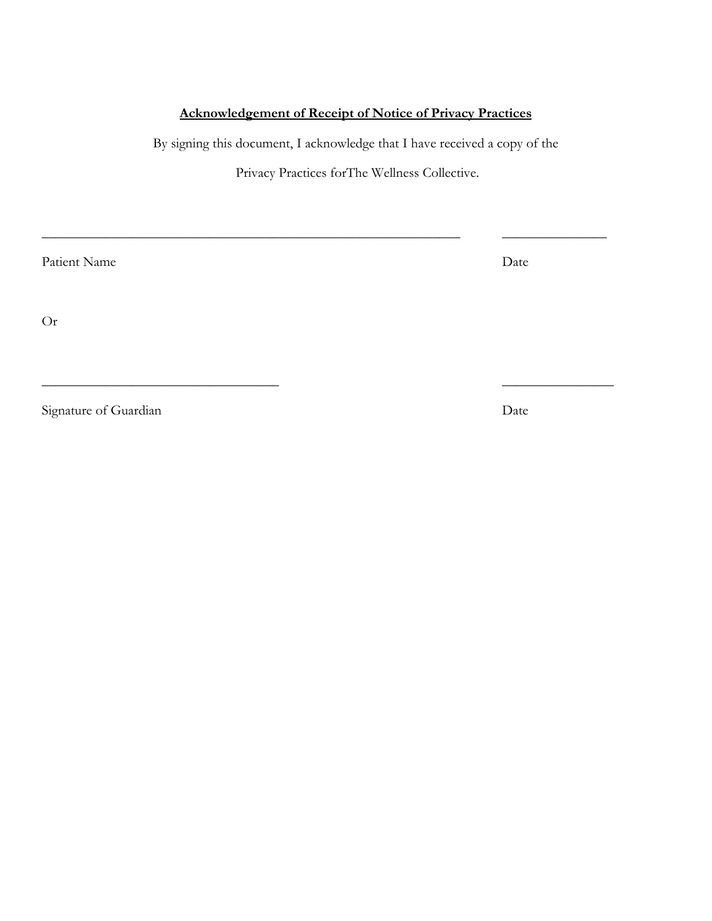**<u>Acknowledgement of Receipt of Notice of Privacy Practices</u>**

By signing this document, I acknowledge that I have received a copy of the

Privacy Practices forThe Wellness Collective.

\_\_\_\_\_\_\_\_\_\_\_\_\_\_\_\_\_\_\_\_\_\_\_\_\_\_\_\_\_\_\_\_\_\_\_\_\_\_\_\_\_\_\_\_\_\_\_\_\_\_\_\_\_\_\_\_\_\_\_\_ \_\_\_\_\_\_\_\_\_\_\_\_\_\_\_

Patient Name Date

Or

\_\_\_\_\_\_\_\_\_\_\_\_\_\_\_\_\_\_\_\_\_\_\_\_\_\_\_\_\_\_\_\_\_\_\_ \_\_\_\_\_\_\_\_\_\_\_\_\_\_\_\_

Signature of Guardian Date